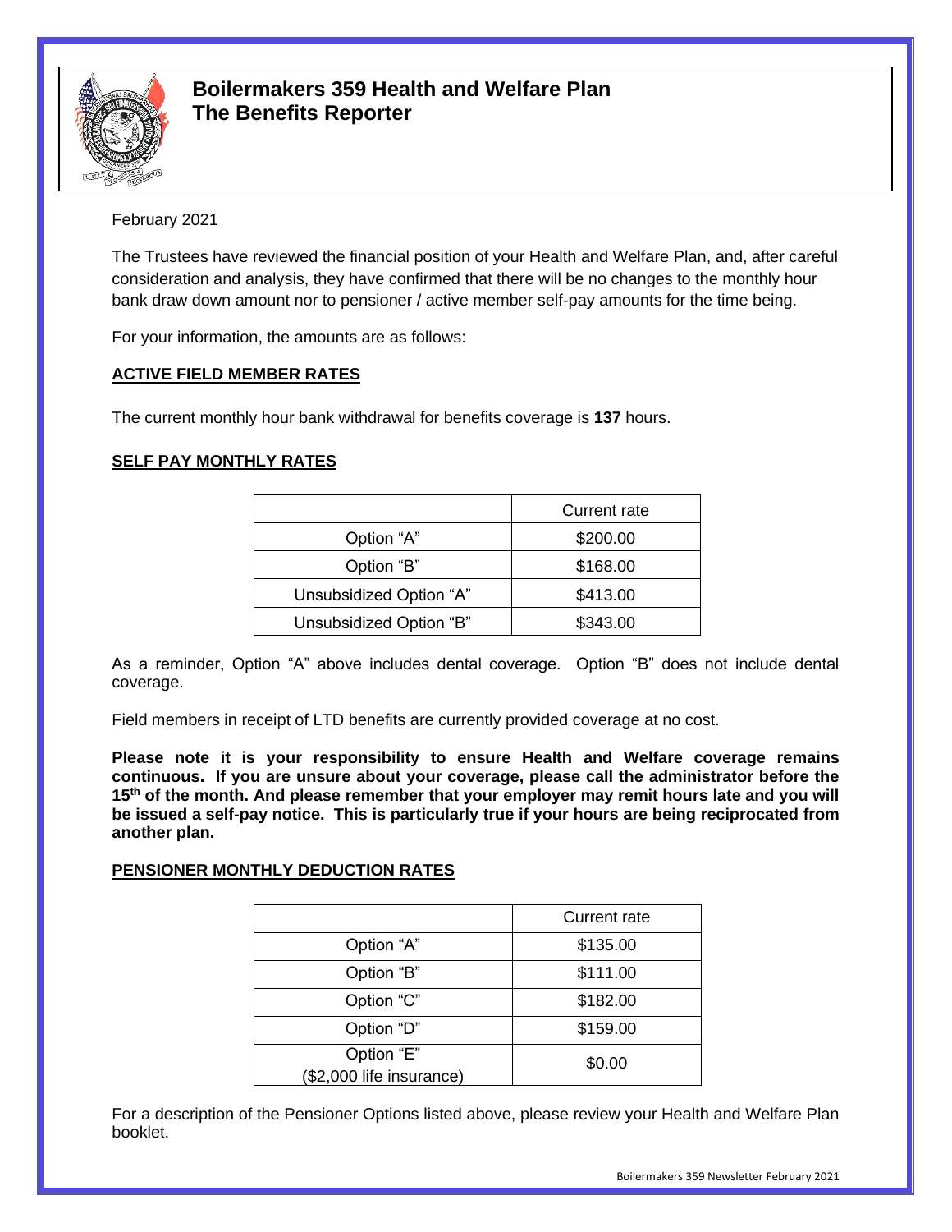# Boilermakers 359 Health and Welfare Plan
## The Benefits Reporter

February 2021

The Trustees have reviewed the financial position of your Health and Welfare Plan, and, after careful consideration and analysis, they have confirmed that there will be no changes to the monthly hour bank draw down amount nor to pensioner / active member self-pay amounts for the time being.

For your information, the amounts are as follows:

### ACTIVE FIELD MEMBER RATES

The current monthly hour bank withdrawal for benefits coverage is **137** hours.

### SELF PAY MONTHLY RATES

| | Current rate |
|---|---|
| Option "A" | $200.00 |
| Option "B" | $168.00 |
| Unsubsidized Option "A" | $413.00 |
| Unsubsidized Option "B" | $343.00 |

As a reminder, Option "A" above includes dental coverage. Option "B" does not include dental coverage.

Field members in receipt of LTD benefits are currently provided coverage at no cost.

**Please note it is your responsibility to ensure Health and Welfare coverage remains continuous. If you are unsure about your coverage, please call the administrator before the 15th of the month. And please remember that your employer may remit hours late and you will be issued a self-pay notice. This is particularly true if your hours are being reciprocated from another plan.**

### PENSIONER MONTHLY DEDUCTION RATES

| | Current rate |
|---|---|
| Option "A" | $135.00 |
| Option "B" | $111.00 |
| Option "C" | $182.00 |
| Option "D" | $159.00 |
| Option "E" ($2,000 life insurance) | $0.00 |

For a description of the Pensioner Options listed above, please review your Health and Welfare Plan booklet.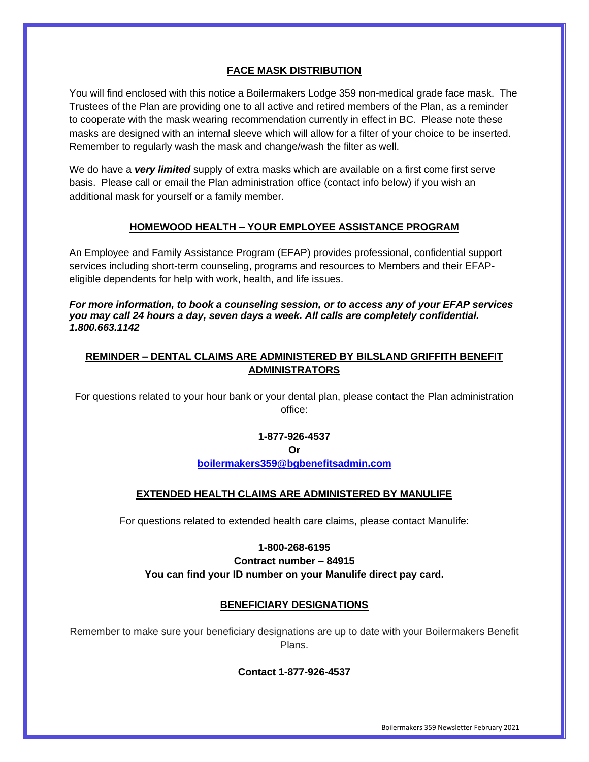## FACE MASK DISTRIBUTION

You will find enclosed with this notice a Boilermakers Lodge 359 non-medical grade face mask. The Trustees of the Plan are providing one to all active and retired members of the Plan, as a reminder to cooperate with the mask wearing recommendation currently in effect in BC. Please note these masks are designed with an internal sleeve which will allow for a filter of your choice to be inserted. Remember to regularly wash the mask and change/wash the filter as well.

We do have a ***very limited*** supply of extra masks which are available on a first come first serve basis. Please call or email the Plan administration office (contact info below) if you wish an additional mask for yourself or a family member.

## HOMEWOOD HEALTH – YOUR EMPLOYEE ASSISTANCE PROGRAM

An Employee and Family Assistance Program (EFAP) provides professional, confidential support services including short-term counseling, programs and resources to Members and their EFAP-eligible dependents for help with work, health, and life issues.

***For more information, to book a counseling session, or to access any of your EFAP services you may call 24 hours a day, seven days a week. All calls are completely confidential. 1.800.663.1142***

## REMINDER – DENTAL CLAIMS ARE ADMINISTERED BY BILSLAND GRIFFITH BENEFIT ADMINISTRATORS

For questions related to your hour bank or your dental plan, please contact the Plan administration office:

**1-877-926-4537**

**Or**

**boilermakers359@bgbenefitsadmin.com**

## EXTENDED HEALTH CLAIMS ARE ADMINISTERED BY MANULIFE

For questions related to extended health care claims, please contact Manulife:

**1-800-268-6195**

**Contract number – 84915**

**You can find your ID number on your Manulife direct pay card.**

## BENEFICIARY DESIGNATIONS

Remember to make sure your beneficiary designations are up to date with your Boilermakers Benefit Plans.

**Contact 1-877-926-4537**